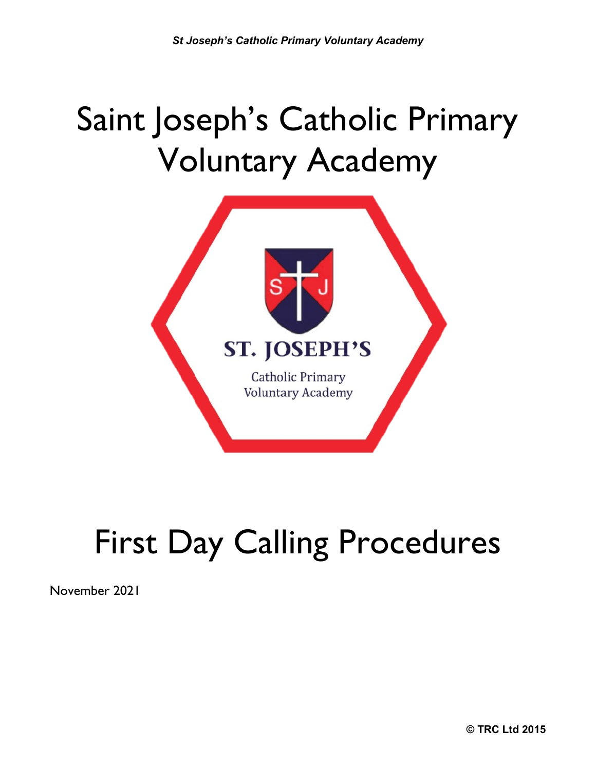# Saint Joseph's Catholic Primary Voluntary Academy

ST. JOSEPH'S

Catholic Primary Voluntary Academy

# First Day Calling Procedures

November 2021

© TRC Ltd 2015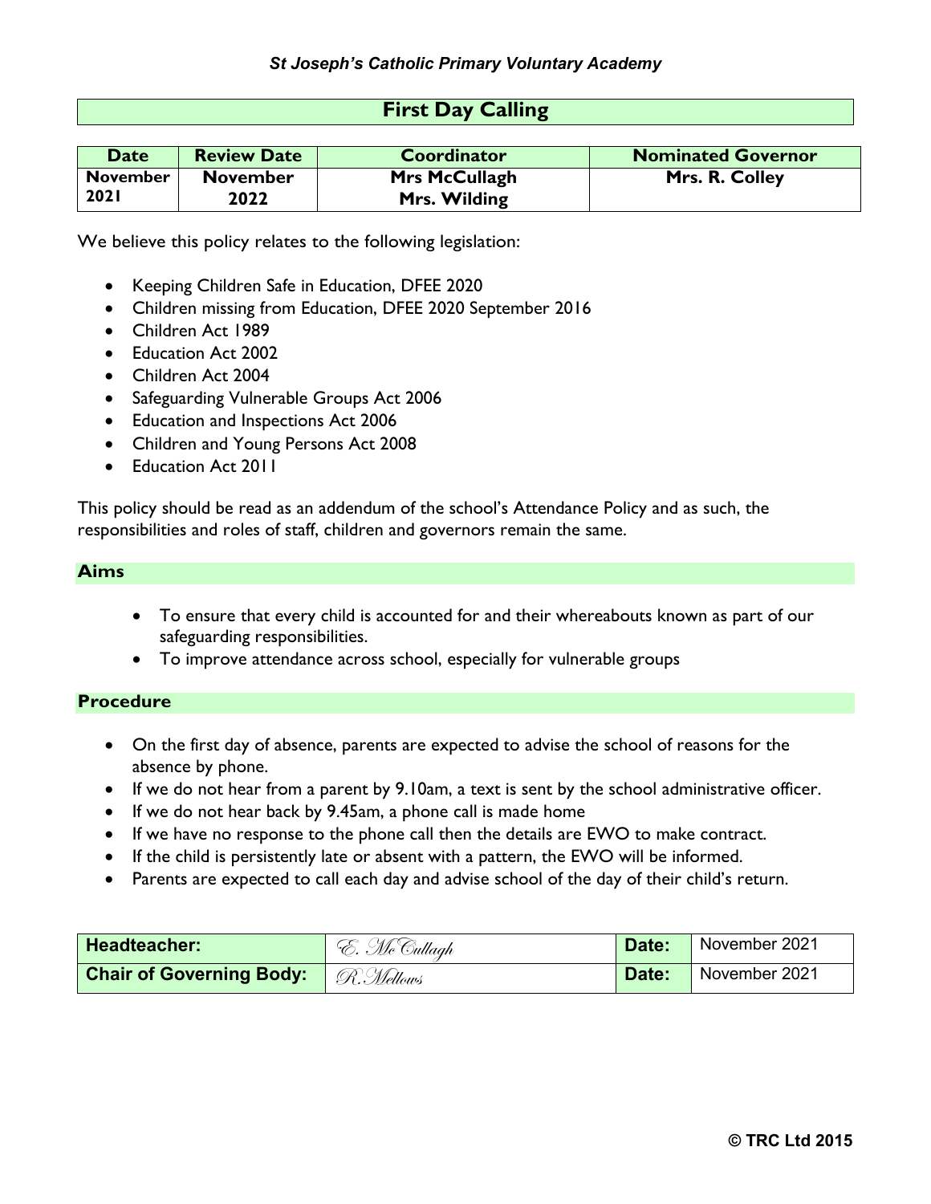*St Joseph's Catholic Primary Voluntary Academy*

# First Day Calling

| Date | Review Date | Coordinator | Nominated Governor |
|---|---|---|---|
| November 2021 | November 2022 | Mrs McCullagh Mrs. Wilding | Mrs. R. Colley |

We believe this policy relates to the following legislation:

- Keeping Children Safe in Education, DFEE 2020
- Children missing from Education, DFEE 2020 September 2016
- Children Act 1989
- Education Act 2002
- Children Act 2004
- Safeguarding Vulnerable Groups Act 2006
- Education and Inspections Act 2006
- Children and Young Persons Act 2008
- Education Act 2011

This policy should be read as an addendum of the school's Attendance Policy and as such, the responsibilities and roles of staff, children and governors remain the same.

## Aims

- To ensure that every child is accounted for and their whereabouts known as part of our safeguarding responsibilities.
- To improve attendance across school, especially for vulnerable groups

## Procedure

- On the first day of absence, parents are expected to advise the school of reasons for the absence by phone.
- If we do not hear from a parent by 9.10am, a text is sent by the school administrative officer.
- If we do not hear back by 9.45am, a phone call is made home
- If we have no response to the phone call then the details are EWO to make contract.
- If the child is persistently late or absent with a pattern, the EWO will be informed.
- Parents are expected to call each day and advise school of the day of their child's return.

| Headteacher: | E. McCullagh | Date: | November 2021 |
|---|---|---|---|
| Chair of Governing Body: | R. Mellows | Date: | November 2021 |

© TRC Ltd 2015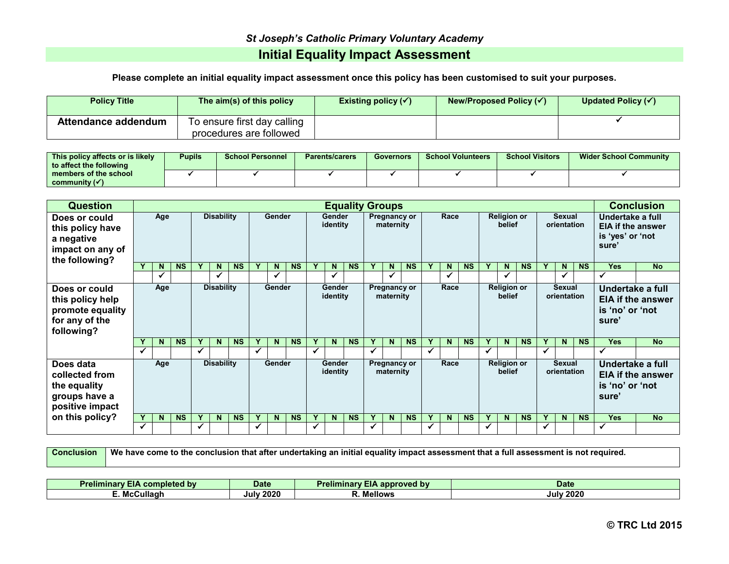*St Joseph's Catholic Primary Voluntary Academy*

# Initial Equality Impact Assessment

**Please complete an initial equality impact assessment once this policy has been customised to suit your purposes.**

| Policy Title | The aim(s) of this policy | Existing policy (✓) | New/Proposed Policy (✓) | Updated Policy (✓) |
|---|---|---|---|---|
| **Attendance addendum** | To ensure first day calling procedures are followed | | | ✓ |

| This policy affects or is likely to affect the following members of the school community (✓) | Pupils | School Personnel | Parents/carers | Governors | School Volunteers | School Visitors | Wider School Community |
|---|---|---|---|---|---|---|---|
| | ✓ | ✓ | ✓ | ✓ | ✓ | ✓ | ✓ |

| Question | Equality Groups | | | | | | | | | | | | | | | | | | | | | | | | Conclusion | |
|---|---|---|---|---|---|---|---|---|---|---|---|---|---|---|---|---|---|---|---|---|---|---|---|---|---|---|
| **Does or could this policy have a negative impact on any of the following?** | Age | | | Disability | | | Gender | | | Gender identity | | | Pregnancy or maternity | | | Race | | | Religion or belief | | | Sexual orientation | | | Undertake a full EIA if the answer is 'yes' or 'not sure' | |
| | Y | N | NS | Y | N | NS | Y | N | NS | Y | N | NS | Y | N | NS | Y | N | NS | Y | N | NS | Y | N | NS | Yes | No |
| | | ✓ | | | ✓ | | | ✓ | | | ✓ | | | ✓ | | | ✓ | | | ✓ | | | ✓ | | ✓ | |
| **Does or could this policy help promote equality for any of the following?** | Age | | | Disability | | | Gender | | | Gender identity | | | Pregnancy or maternity | | | Race | | | Religion or belief | | | Sexual orientation | | | Undertake a full EIA if the answer is 'no' or 'not sure' | |
| | Y | N | NS | Y | N | NS | Y | N | NS | Y | N | NS | Y | N | NS | Y | N | NS | Y | N | NS | Y | N | NS | Yes | No |
| | ✓ | | | ✓ | | | ✓ | | | ✓ | | | ✓ | | | ✓ | | | ✓ | | | ✓ | | | ✓ | |
| **Does data collected from the equality groups have a positive impact on this policy?** | Age | | | Disability | | | Gender | | | Gender identity | | | Pregnancy or maternity | | | Race | | | Religion or belief | | | Sexual orientation | | | Undertake a full EIA if the answer is 'no' or 'not sure' | |
| | Y | N | NS | Y | N | NS | Y | N | NS | Y | N | NS | Y | N | NS | Y | N | NS | Y | N | NS | Y | N | NS | Yes | No |
| | ✓ | | | ✓ | | | ✓ | | | ✓ | | | ✓ | | | ✓ | | | ✓ | | | ✓ | | | ✓ | |

| Conclusion | We have come to the conclusion that after undertaking an initial equality impact assessment that a full assessment is not required. |
|---|---|

| Preliminary EIA completed by | Date | Preliminary EIA approved by | Date |
|---|---|---|---|
| E. McCullagh | July 2020 | R. Mellows | July 2020 |

**© TRC Ltd 2015**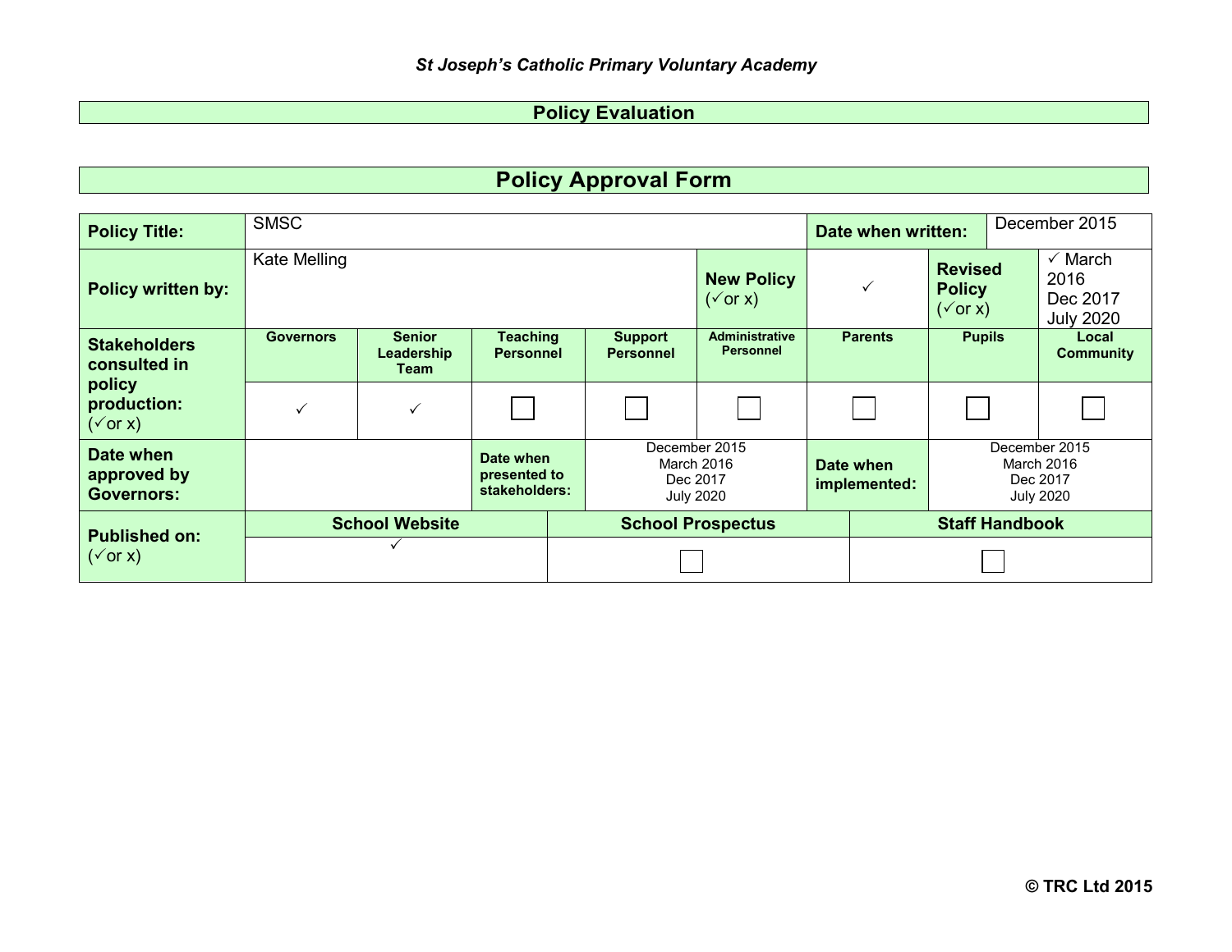*St Joseph's Catholic Primary Voluntary Academy*

## Policy Evaluation

# Policy Approval Form

| | | | | | | | | |
|---|---|---|---|---|---|---|---|---|
| **Policy Title:** | SMSC | | | | | **Date when written:** | | December 2015 |
| **Policy written by:** | Kate Melling | | | | **New Policy** (✓or x) | ✓ | **Revised Policy** (✓or x) | ✓ March 2016<br>Dec 2017<br>July 2020 |
| **Stakeholders consulted in policy production:** (✓or x) | **Governors** | **Senior Leadership Team** | **Teaching Personnel** | **Support Personnel** | **Administrative Personnel** | **Parents** | **Pupils** | **Local Community** |
| | ✓ | ✓ | ☐ | ☐ | ☐ | ☐ | ☐ | ☐ |
| **Date when approved by Governors:** | | | **Date when presented to stakeholders:** | December 2015<br>March 2016<br>Dec 2017<br>July 2020 | | **Date when implemented:** | December 2015<br>March 2016<br>Dec 2017<br>July 2020 | |
| **Published on:** (✓or x) | **School Website** | | | **School Prospectus** | | | **Staff Handbook** | |
| | ✓ | | | ☐ | | | ☐ | |

© TRC Ltd 2015